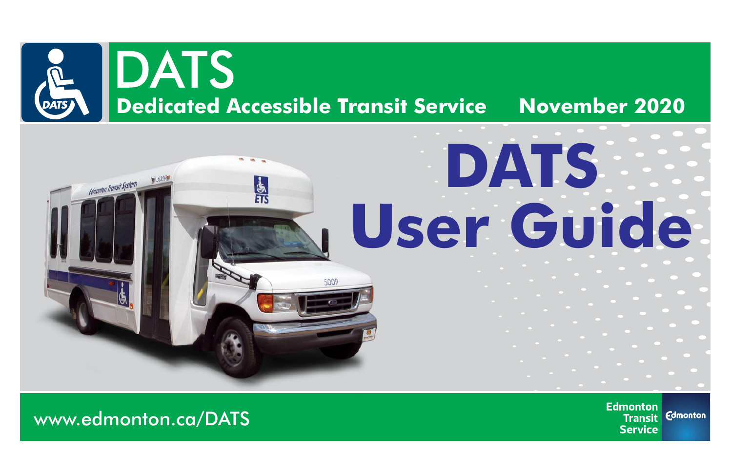# DATS

**Dedicated Accessible Transit Service** **November 2020**

# DATS User Guide

www.edmonton.ca/DATS

Edmonton Transit Service

Edmonton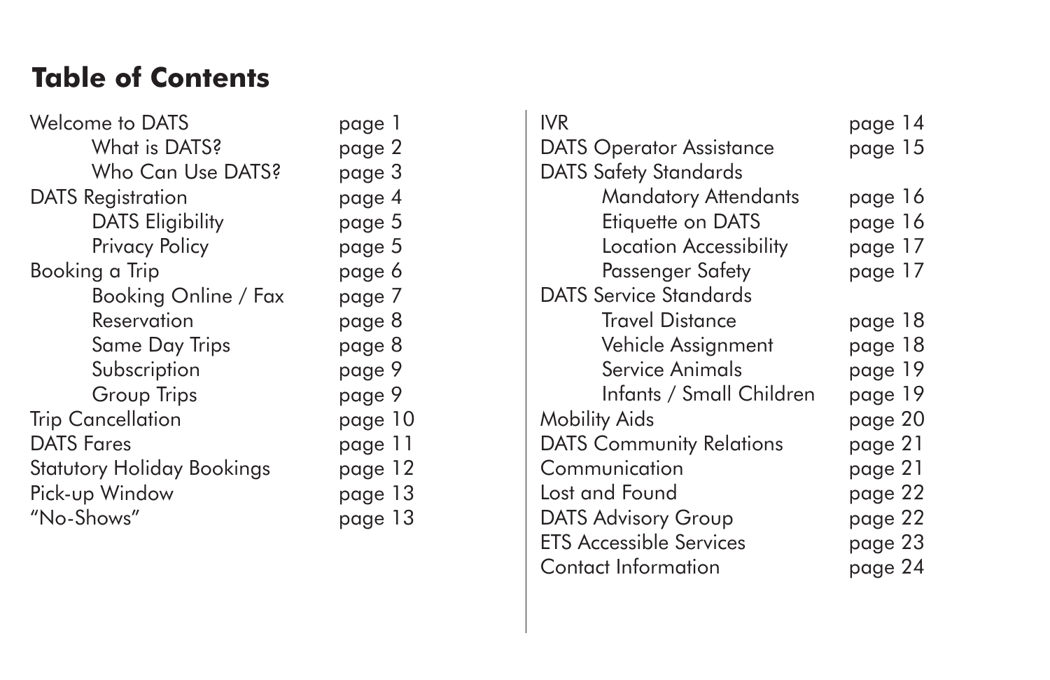# Table of Contents

| | |
|---|---|
| Welcome to DATS | page 1 |
| What is DATS? | page 2 |
| Who Can Use DATS? | page 3 |
| DATS Registration | page 4 |
| DATS Eligibility | page 5 |
| Privacy Policy | page 5 |
| Booking a Trip | page 6 |
| Booking Online / Fax | page 7 |
| Reservation | page 8 |
| Same Day Trips | page 8 |
| Subscription | page 9 |
| Group Trips | page 9 |
| Trip Cancellation | page 10 |
| DATS Fares | page 11 |
| Statutory Holiday Bookings | page 12 |
| Pick-up Window | page 13 |
| "No-Shows" | page 13 |
| IVR | page 14 |
| DATS Operator Assistance | page 15 |
| DATS Safety Standards | |
| Mandatory Attendants | page 16 |
| Etiquette on DATS | page 16 |
| Location Accessibility | page 17 |
| Passenger Safety | page 17 |
| DATS Service Standards | |
| Travel Distance | page 18 |
| Vehicle Assignment | page 18 |
| Service Animals | page 19 |
| Infants / Small Children | page 19 |
| Mobility Aids | page 20 |
| DATS Community Relations | page 21 |
| Communication | page 21 |
| Lost and Found | page 22 |
| DATS Advisory Group | page 22 |
| ETS Accessible Services | page 23 |
| Contact Information | page 24 |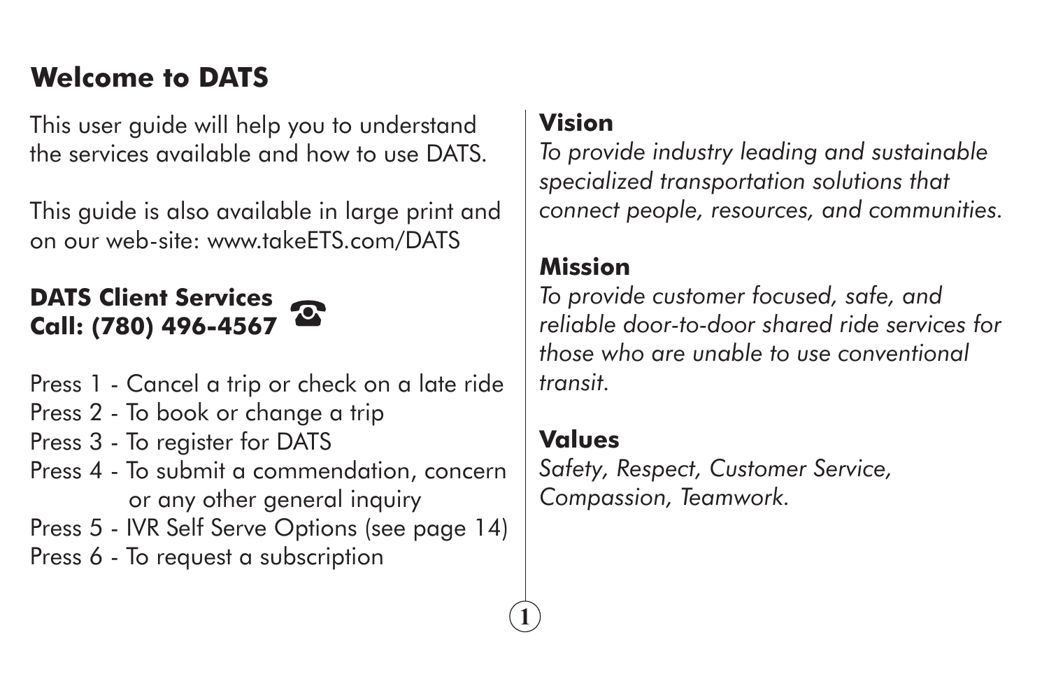## Welcome to DATS

This user guide will help you to understand the services available and how to use DATS.

This guide is also available in large print and on our web-site: www.takeETS.com/DATS

**DATS Client Services**
**Call: (780) 496-4567**

Press 1 - Cancel a trip or check on a late ride
Press 2 - To book or change a trip
Press 3 - To register for DATS
Press 4 - To submit a commendation, concern or any other general inquiry
Press 5 - IVR Self Serve Options (see page 14)
Press 6 - To request a subscription

### Vision

*To provide industry leading and sustainable specialized transportation solutions that connect people, resources, and communities.*

### Mission

*To provide customer focused, safe, and reliable door-to-door shared ride services for those who are unable to use conventional transit.*

### Values

*Safety, Respect, Customer Service, Compassion, Teamwork.*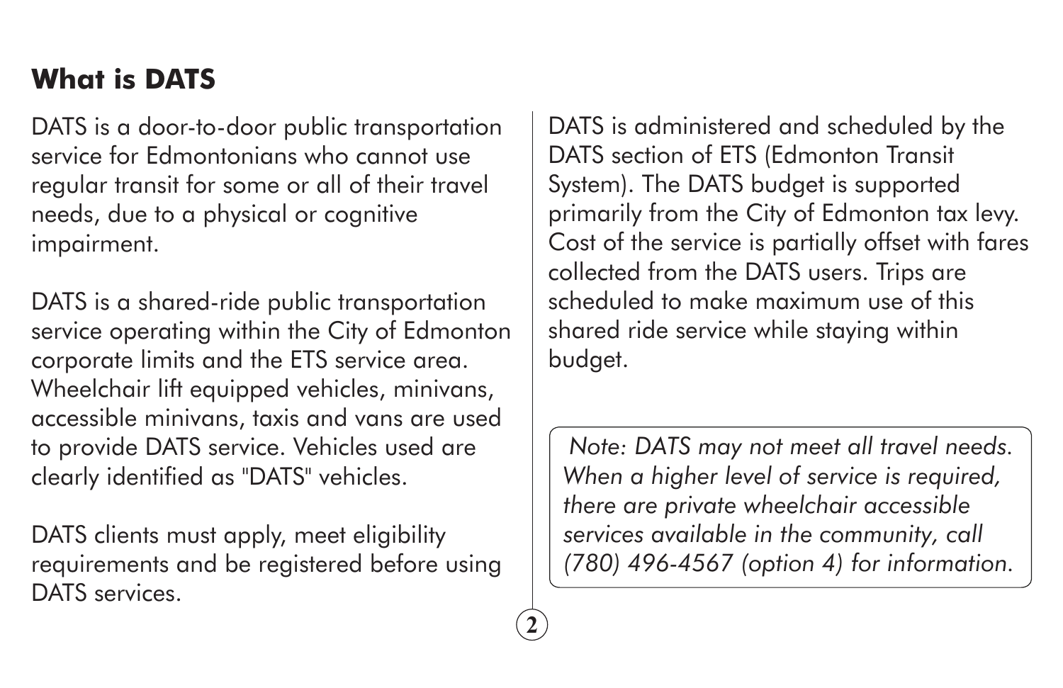## What is DATS

DATS is a door-to-door public transportation service for Edmontonians who cannot use regular transit for some or all of their travel needs, due to a physical or cognitive impairment.

DATS is a shared-ride public transportation service operating within the City of Edmonton corporate limits and the ETS service area. Wheelchair lift equipped vehicles, minivans, accessible minivans, taxis and vans are used to provide DATS service. Vehicles used are clearly identified as "DATS" vehicles.

DATS clients must apply, meet eligibility requirements and be registered before using DATS services.

DATS is administered and scheduled by the DATS section of ETS (Edmonton Transit System). The DATS budget is supported primarily from the City of Edmonton tax levy. Cost of the service is partially offset with fares collected from the DATS users. Trips are scheduled to make maximum use of this shared ride service while staying within budget.

*Note: DATS may not meet all travel needs. When a higher level of service is required, there are private wheelchair accessible services available in the community, call (780) 496-4567 (option 4) for information.*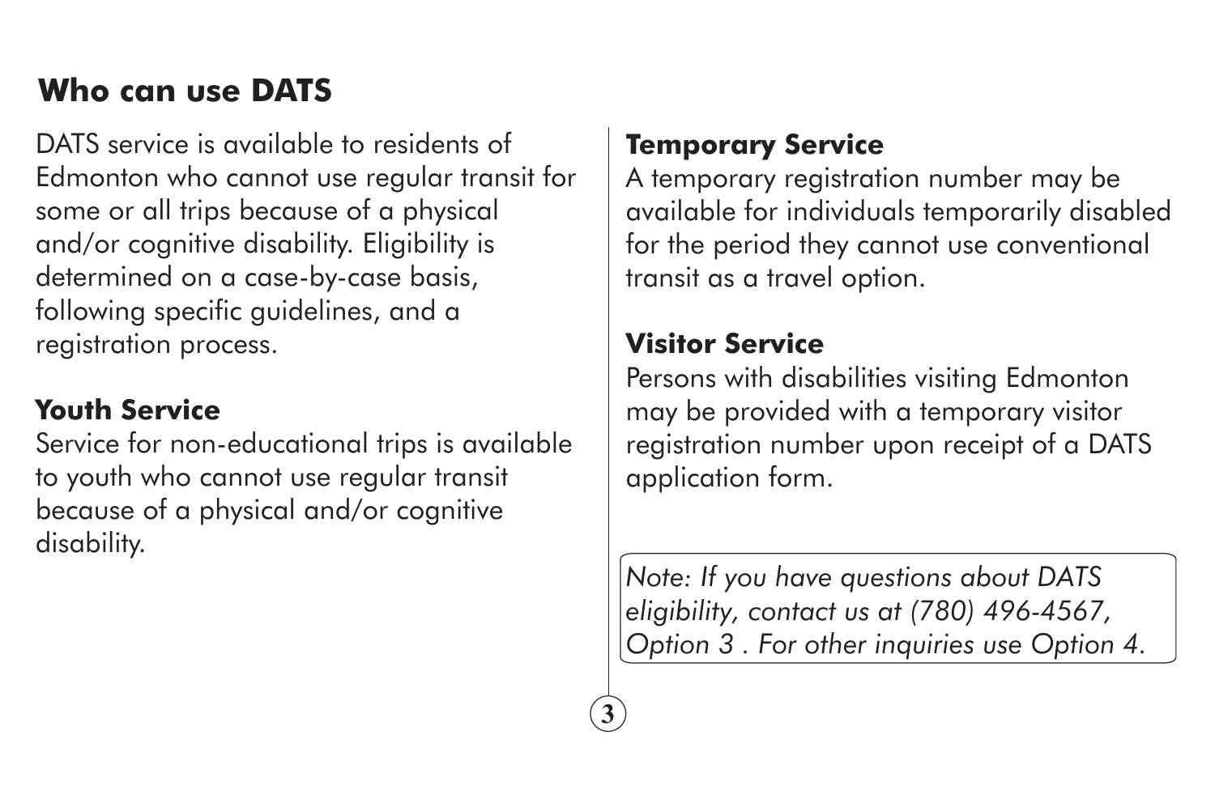## Who can use DATS

DATS service is available to residents of Edmonton who cannot use regular transit for some or all trips because of a physical and/or cognitive disability. Eligibility is determined on a case-by-case basis, following specific guidelines, and a registration process.

### Youth Service

Service for non-educational trips is available to youth who cannot use regular transit because of a physical and/or cognitive disability.

### Temporary Service

A temporary registration number may be available for individuals temporarily disabled for the period they cannot use conventional transit as a travel option.

### Visitor Service

Persons with disabilities visiting Edmonton may be provided with a temporary visitor registration number upon receipt of a DATS application form.

*Note: If you have questions about DATS eligibility, contact us at (780) 496-4567, Option 3 . For other inquiries use Option 4.*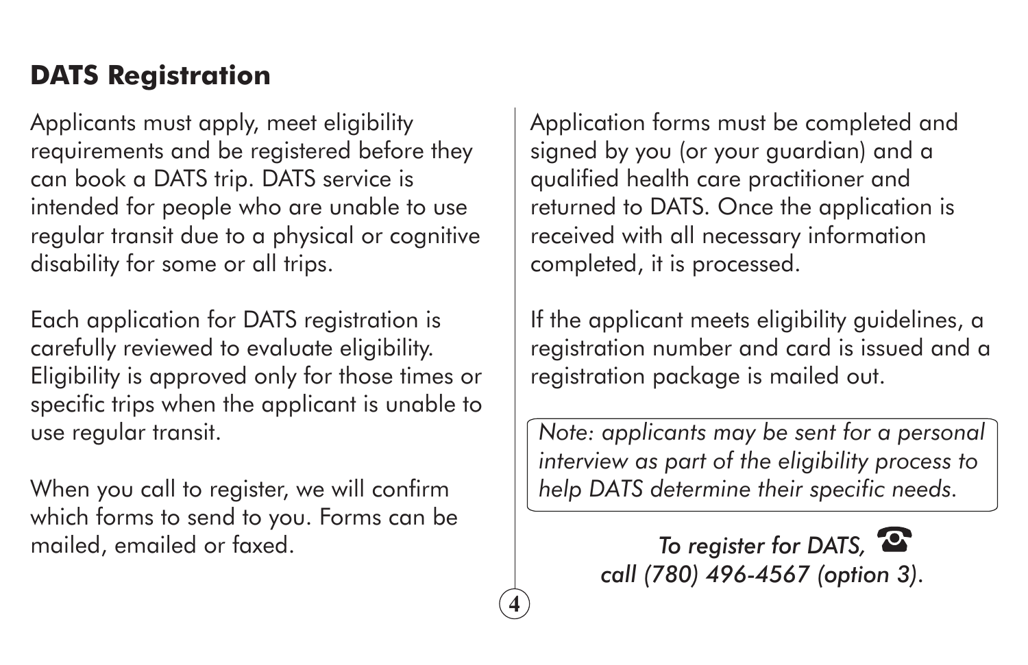## DATS Registration

Applicants must apply, meet eligibility requirements and be registered before they can book a DATS trip. DATS service is intended for people who are unable to use regular transit due to a physical or cognitive disability for some or all trips.

Each application for DATS registration is carefully reviewed to evaluate eligibility. Eligibility is approved only for those times or specific trips when the applicant is unable to use regular transit.

When you call to register, we will confirm which forms to send to you. Forms can be mailed, emailed or faxed.

Application forms must be completed and signed by you (or your guardian) and a qualified health care practitioner and returned to DATS. Once the application is received with all necessary information completed, it is processed.

If the applicant meets eligibility guidelines, a registration number and card is issued and a registration package is mailed out.

*Note: applicants may be sent for a personal interview as part of the eligibility process to help DATS determine their specific needs.*

*To register for DATS, call (780) 496-4567 (option 3).*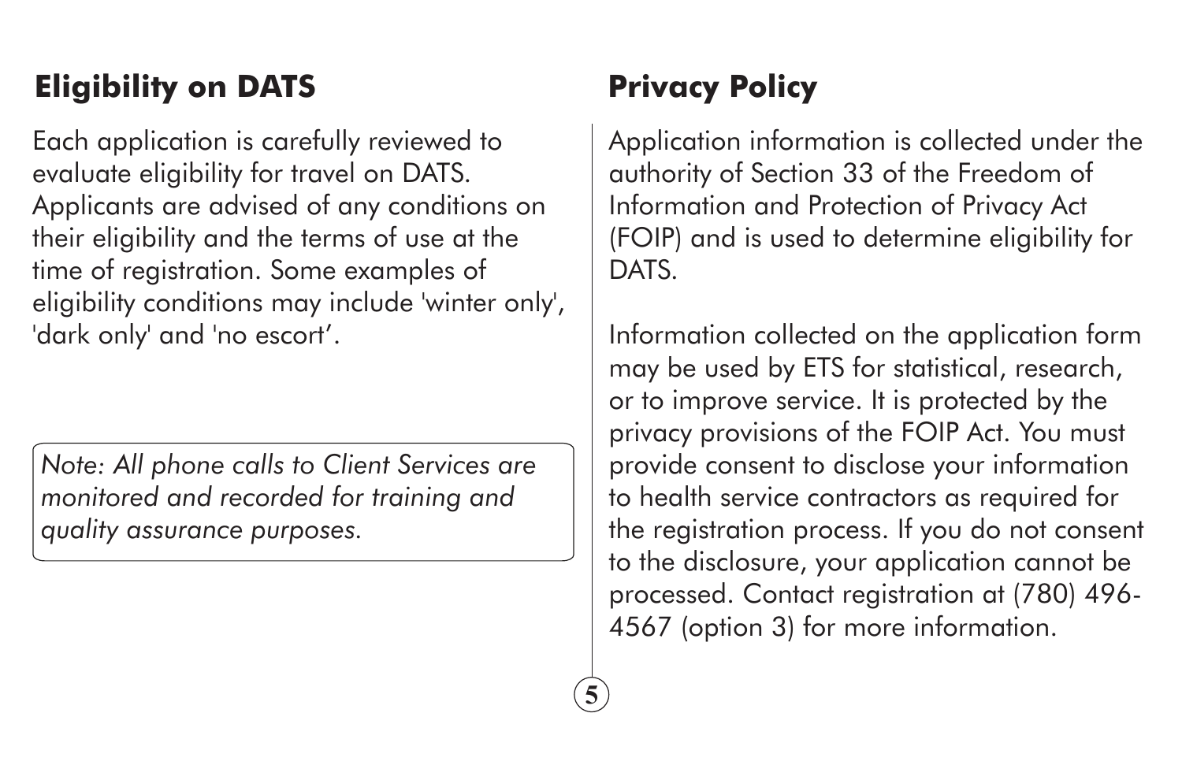## Eligibility on DATS

Each application is carefully reviewed to evaluate eligibility for travel on DATS. Applicants are advised of any conditions on their eligibility and the terms of use at the time of registration. Some examples of eligibility conditions may include 'winter only', 'dark only' and 'no escort'.

*Note: All phone calls to Client Services are monitored and recorded for training and quality assurance purposes.*

## Privacy Policy

Application information is collected under the authority of Section 33 of the Freedom of Information and Protection of Privacy Act (FOIP) and is used to determine eligibility for DATS.

Information collected on the application form may be used by ETS for statistical, research, or to improve service. It is protected by the privacy provisions of the FOIP Act. You must provide consent to disclose your information to health service contractors as required for the registration process. If you do not consent to the disclosure, your application cannot be processed. Contact registration at (780) 496-4567 (option 3) for more information.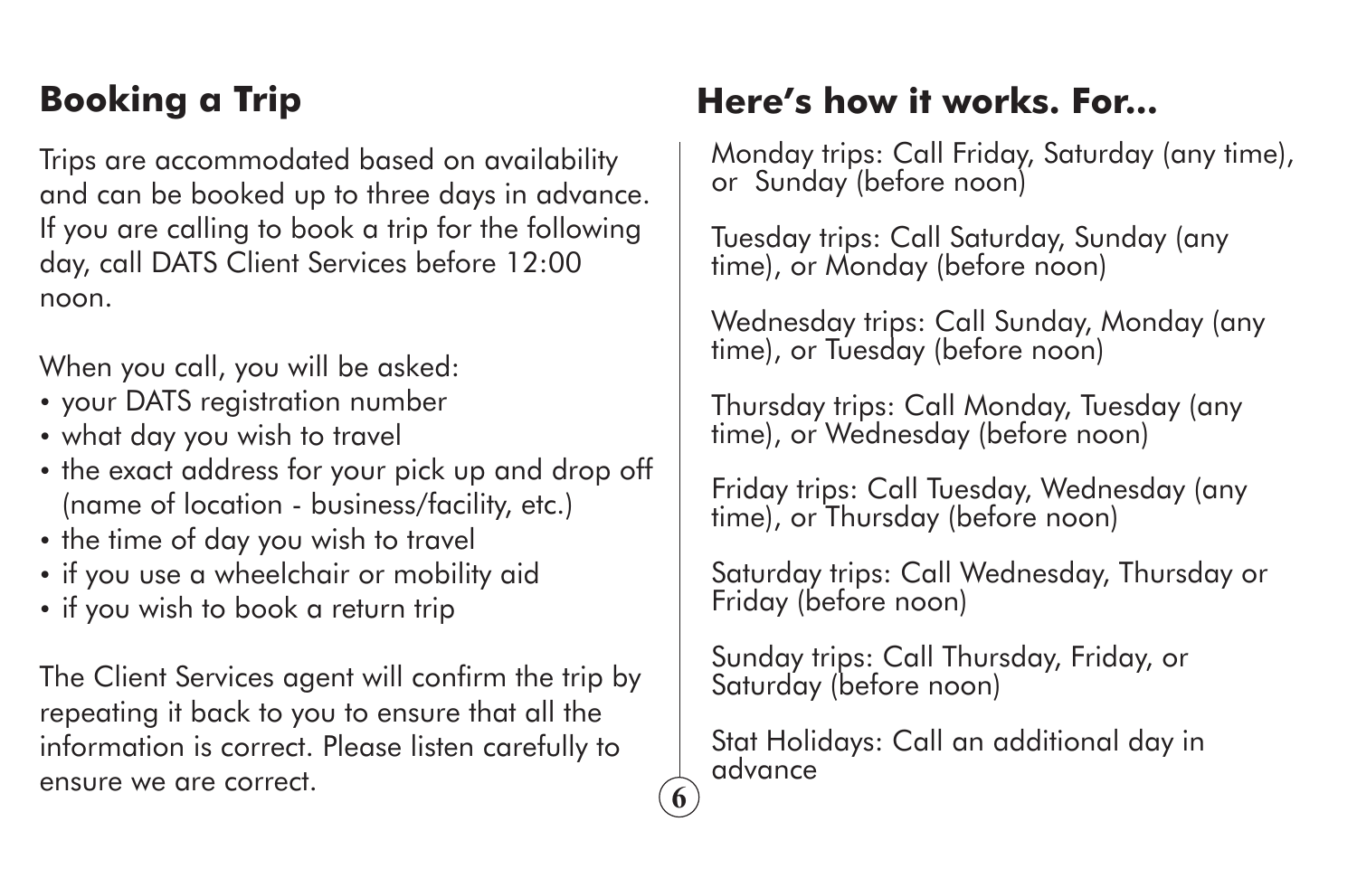## Booking a Trip

Trips are accommodated based on availability and can be booked up to three days in advance. If you are calling to book a trip for the following day, call DATS Client Services before 12:00 noon.

When you call, you will be asked:

- your DATS registration number
- what day you wish to travel
- the exact address for your pick up and drop off (name of location - business/facility, etc.)
- the time of day you wish to travel
- if you use a wheelchair or mobility aid
- if you wish to book a return trip

The Client Services agent will confirm the trip by repeating it back to you to ensure that all the information is correct. Please listen carefully to ensure we are correct.

## Here's how it works. For...

Monday trips: Call Friday, Saturday (any time), or Sunday (before noon)

Tuesday trips: Call Saturday, Sunday (any time), or Monday (before noon)

Wednesday trips: Call Sunday, Monday (any time), or Tuesday (before noon)

Thursday trips: Call Monday, Tuesday (any time), or Wednesday (before noon)

Friday trips: Call Tuesday, Wednesday (any time), or Thursday (before noon)

Saturday trips: Call Wednesday, Thursday or Friday (before noon)

Sunday trips: Call Thursday, Friday, or Saturday (before noon)

Stat Holidays: Call an additional day in advance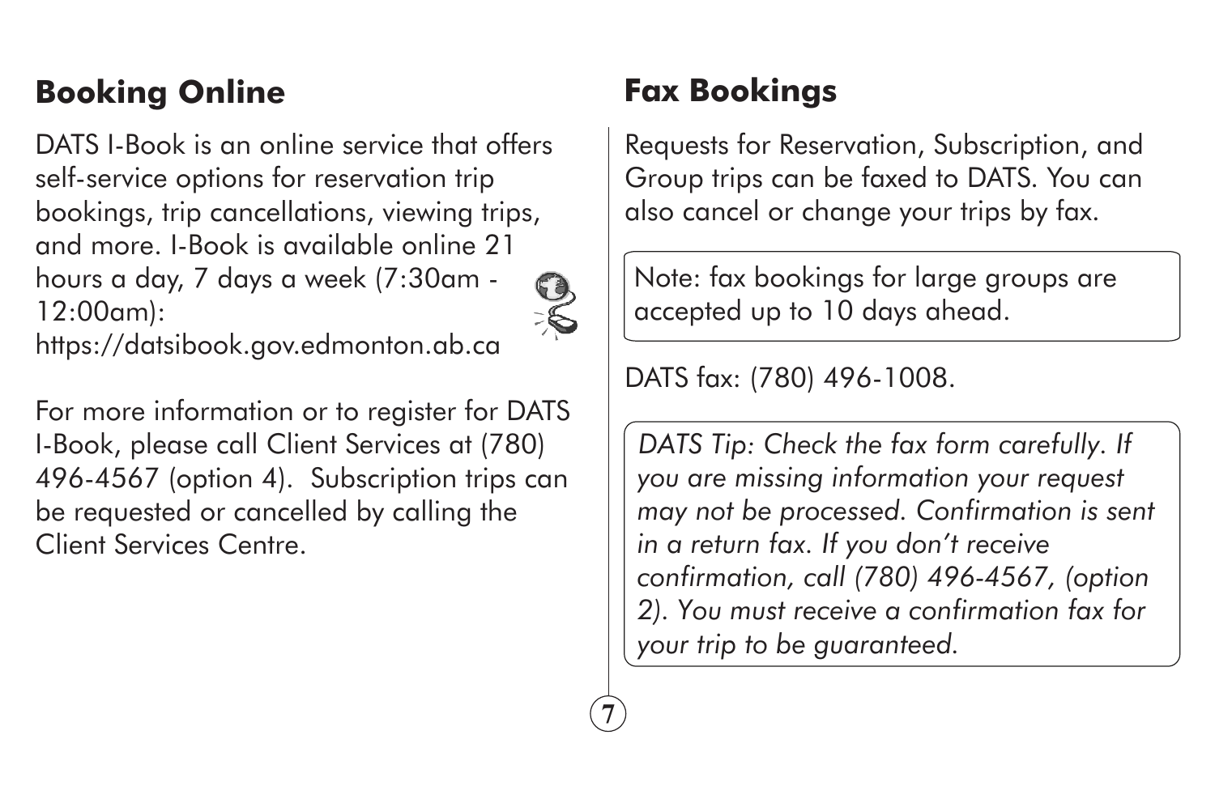## Booking Online

DATS I-Book is an online service that offers self-service options for reservation trip bookings, trip cancellations, viewing trips, and more. I-Book is available online 21 hours a day, 7 days a week (7:30am - 12:00am): https://datsibook.gov.edmonton.ab.ca

For more information or to register for DATS I-Book, please call Client Services at (780) 496-4567 (option 4). Subscription trips can be requested or cancelled by calling the Client Services Centre.

## Fax Bookings

Requests for Reservation, Subscription, and Group trips can be faxed to DATS. You can also cancel or change your trips by fax.

Note: fax bookings for large groups are accepted up to 10 days ahead.

DATS fax: (780) 496-1008.

*DATS Tip: Check the fax form carefully. If you are missing information your request may not be processed. Confirmation is sent in a return fax. If you don't receive confirmation, call (780) 496-4567, (option 2). You must receive a confirmation fax for your trip to be guaranteed.*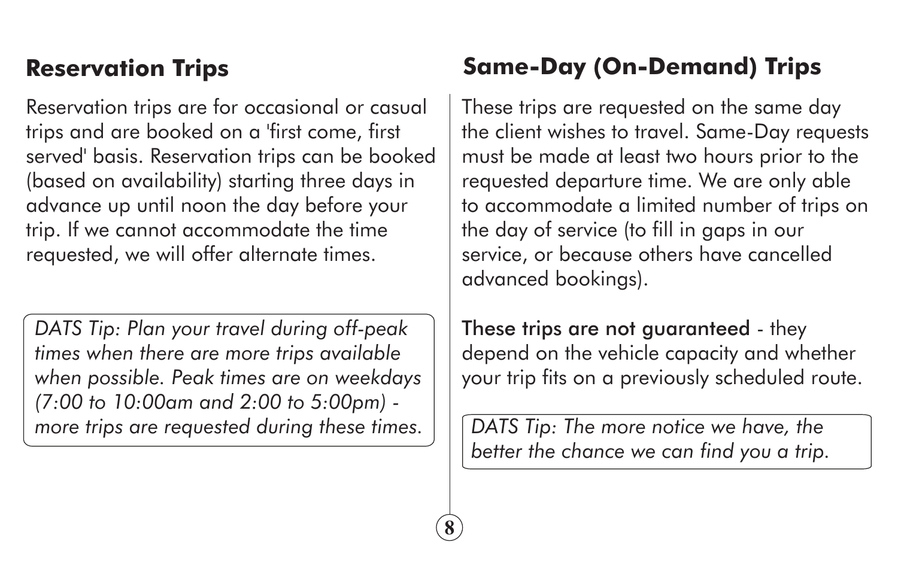## Reservation Trips

Reservation trips are for occasional or casual trips and are booked on a 'first come, first served' basis. Reservation trips can be booked (based on availability) starting three days in advance up until noon the day before your trip. If we cannot accommodate the time requested, we will offer alternate times.

> *DATS Tip: Plan your travel during off-peak times when there are more trips available when possible. Peak times are on weekdays (7:00 to 10:00am and 2:00 to 5:00pm) - more trips are requested during these times.*

## Same-Day (On-Demand) Trips

These trips are requested on the same day the client wishes to travel. Same-Day requests must be made at least two hours prior to the requested departure time. We are only able to accommodate a limited number of trips on the day of service (to fill in gaps in our service, or because others have cancelled advanced bookings).

**These trips are not guaranteed** - they depend on the vehicle capacity and whether your trip fits on a previously scheduled route.

> *DATS Tip: The more notice we have, the better the chance we can find you a trip.*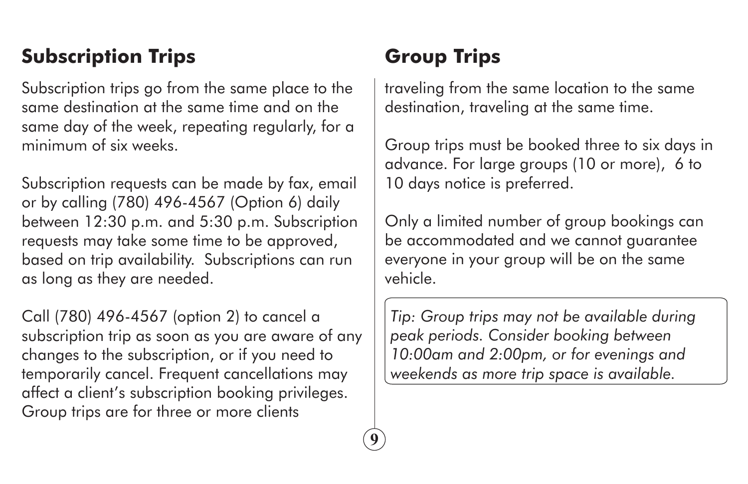## Subscription Trips

Subscription trips go from the same place to the same destination at the same time and on the same day of the week, repeating regularly, for a minimum of six weeks.

Subscription requests can be made by fax, email or by calling (780) 496-4567 (Option 6) daily between 12:30 p.m. and 5:30 p.m. Subscription requests may take some time to be approved, based on trip availability. Subscriptions can run as long as they are needed.

Call (780) 496-4567 (option 2) to cancel a subscription trip as soon as you are aware of any changes to the subscription, or if you need to temporarily cancel. Frequent cancellations may affect a client's subscription booking privileges.

## Group Trips

Group trips are for three or more clients traveling from the same location to the same destination, traveling at the same time.

Group trips must be booked three to six days in advance. For large groups (10 or more), 6 to 10 days notice is preferred.

Only a limited number of group bookings can be accommodated and we cannot guarantee everyone in your group will be on the same vehicle.

> *Tip: Group trips may not be available during peak periods. Consider booking between 10:00am and 2:00pm, or for evenings and weekends as more trip space is available.*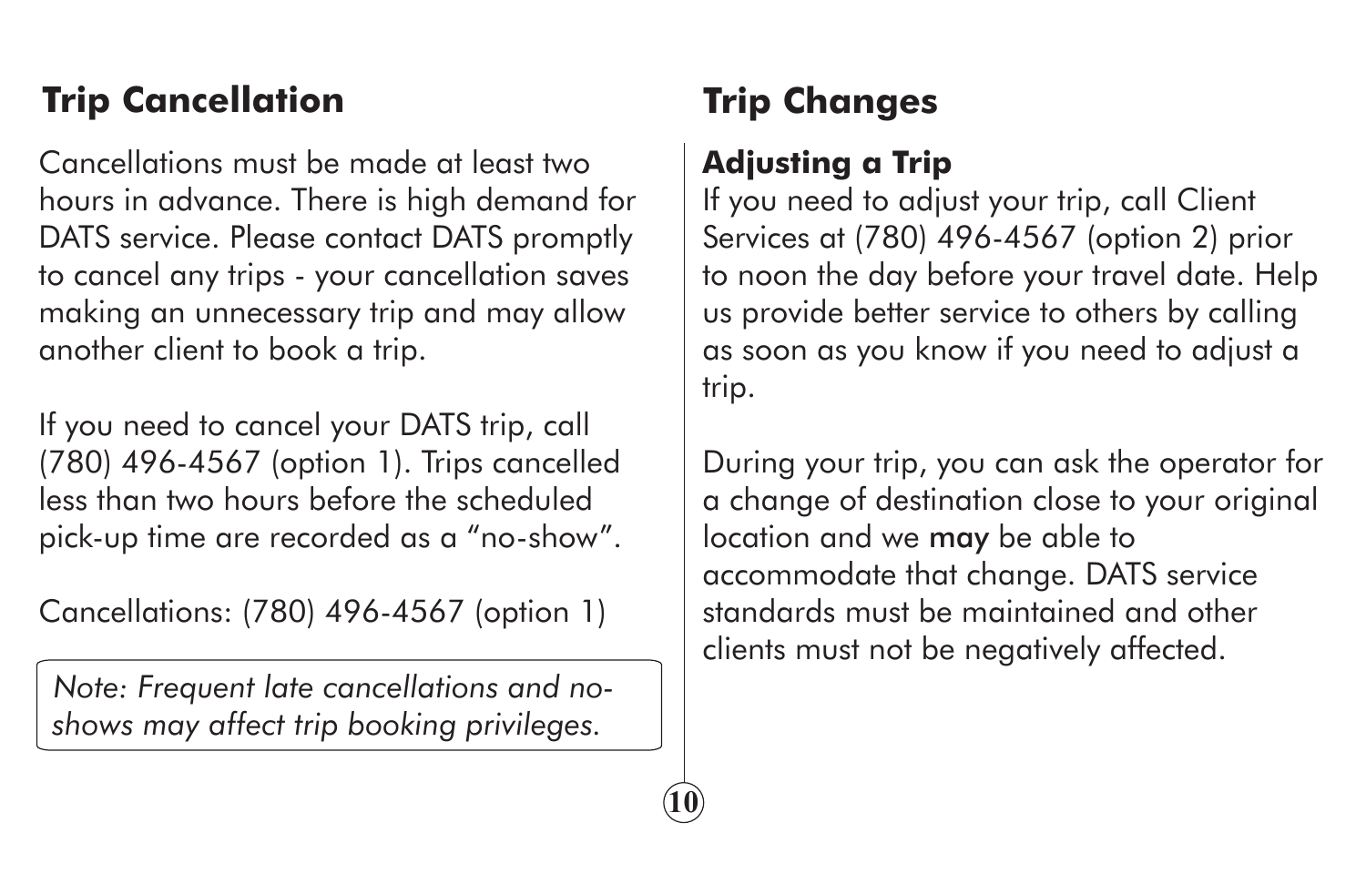## Trip Cancellation

Cancellations must be made at least two hours in advance. There is high demand for DATS service. Please contact DATS promptly to cancel any trips - your cancellation saves making an unnecessary trip and may allow another client to book a trip.

If you need to cancel your DATS trip, call (780) 496-4567 (option 1). Trips cancelled less than two hours before the scheduled pick-up time are recorded as a "no-show".

Cancellations: (780) 496-4567 (option 1)

*Note: Frequent late cancellations and no-shows may affect trip booking privileges.*

## Trip Changes

### Adjusting a Trip

If you need to adjust your trip, call Client Services at (780) 496-4567 (option 2) prior to noon the day before your travel date. Help us provide better service to others by calling as soon as you know if you need to adjust a trip.

During your trip, you can ask the operator for a change of destination close to your original location and we **may** be able to accommodate that change. DATS service standards must be maintained and other clients must not be negatively affected.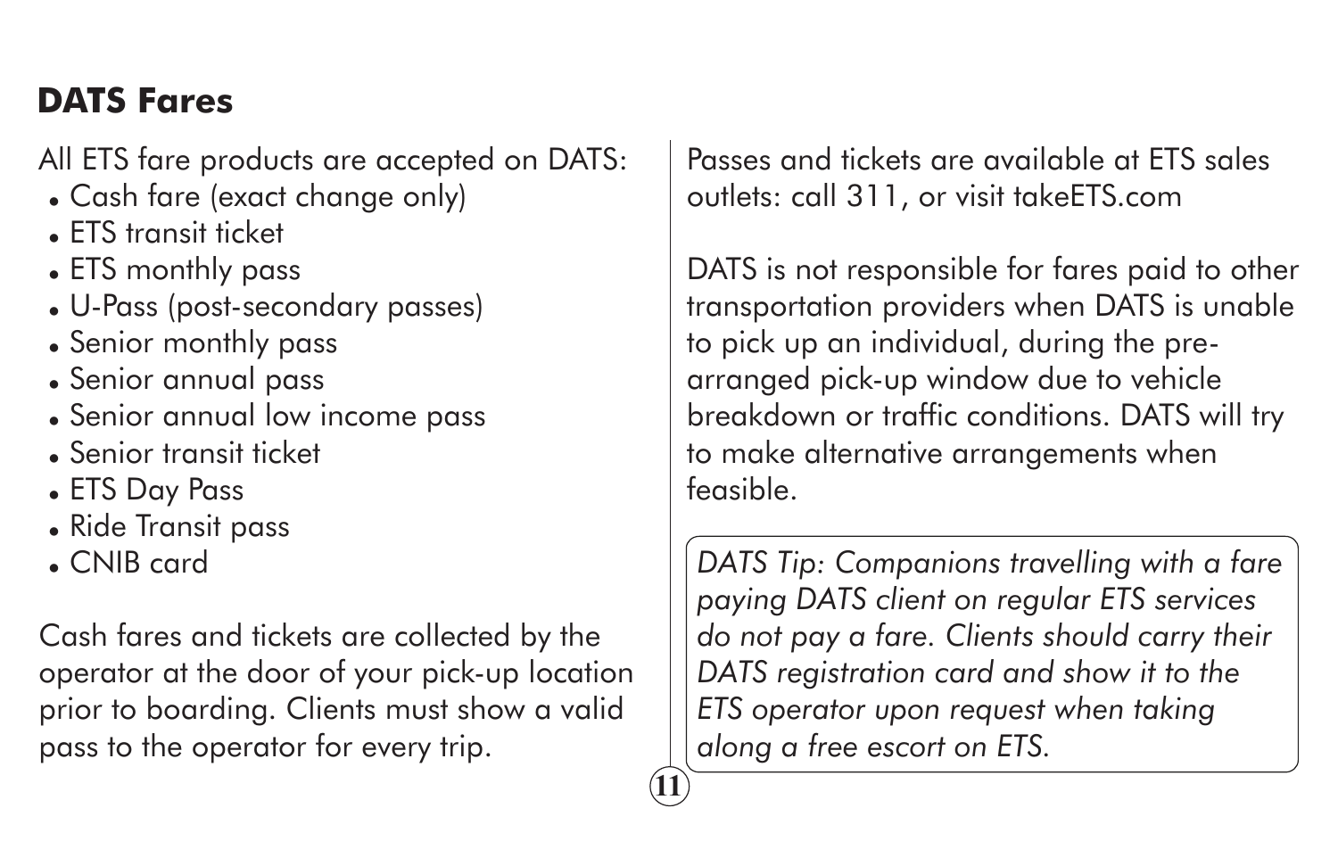## DATS Fares

All ETS fare products are accepted on DATS:

- Cash fare (exact change only)
- ETS transit ticket
- ETS monthly pass
- U-Pass (post-secondary passes)
- Senior monthly pass
- Senior annual pass
- Senior annual low income pass
- Senior transit ticket
- ETS Day Pass
- Ride Transit pass
- CNIB card

Cash fares and tickets are collected by the operator at the door of your pick-up location prior to boarding. Clients must show a valid pass to the operator for every trip.

Passes and tickets are available at ETS sales outlets: call 311, or visit takeETS.com

DATS is not responsible for fares paid to other transportation providers when DATS is unable to pick up an individual, during the pre-arranged pick-up window due to vehicle breakdown or traffic conditions. DATS will try to make alternative arrangements when feasible.

*DATS Tip: Companions travelling with a fare paying DATS client on regular ETS services do not pay a fare. Clients should carry their DATS registration card and show it to the ETS operator upon request when taking along a free escort on ETS.*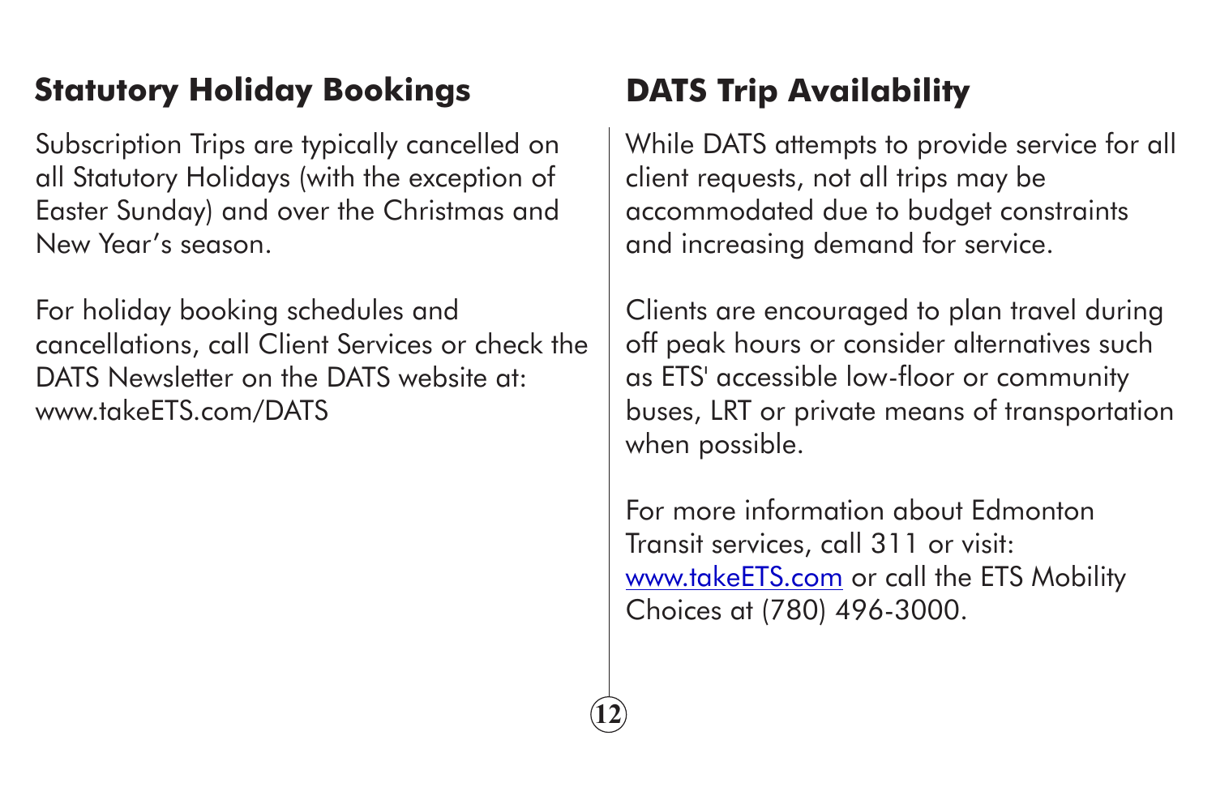## Statutory Holiday Bookings

Subscription Trips are typically cancelled on all Statutory Holidays (with the exception of Easter Sunday) and over the Christmas and New Year's season.

For holiday booking schedules and cancellations, call Client Services or check the DATS Newsletter on the DATS website at: www.takeETS.com/DATS

## DATS Trip Availability

While DATS attempts to provide service for all client requests, not all trips may be accommodated due to budget constraints and increasing demand for service.

Clients are encouraged to plan travel during off peak hours or consider alternatives such as ETS' accessible low-floor or community buses, LRT or private means of transportation when possible.

For more information about Edmonton Transit services, call 311 or visit: www.takeETS.com or call the ETS Mobility Choices at (780) 496-3000.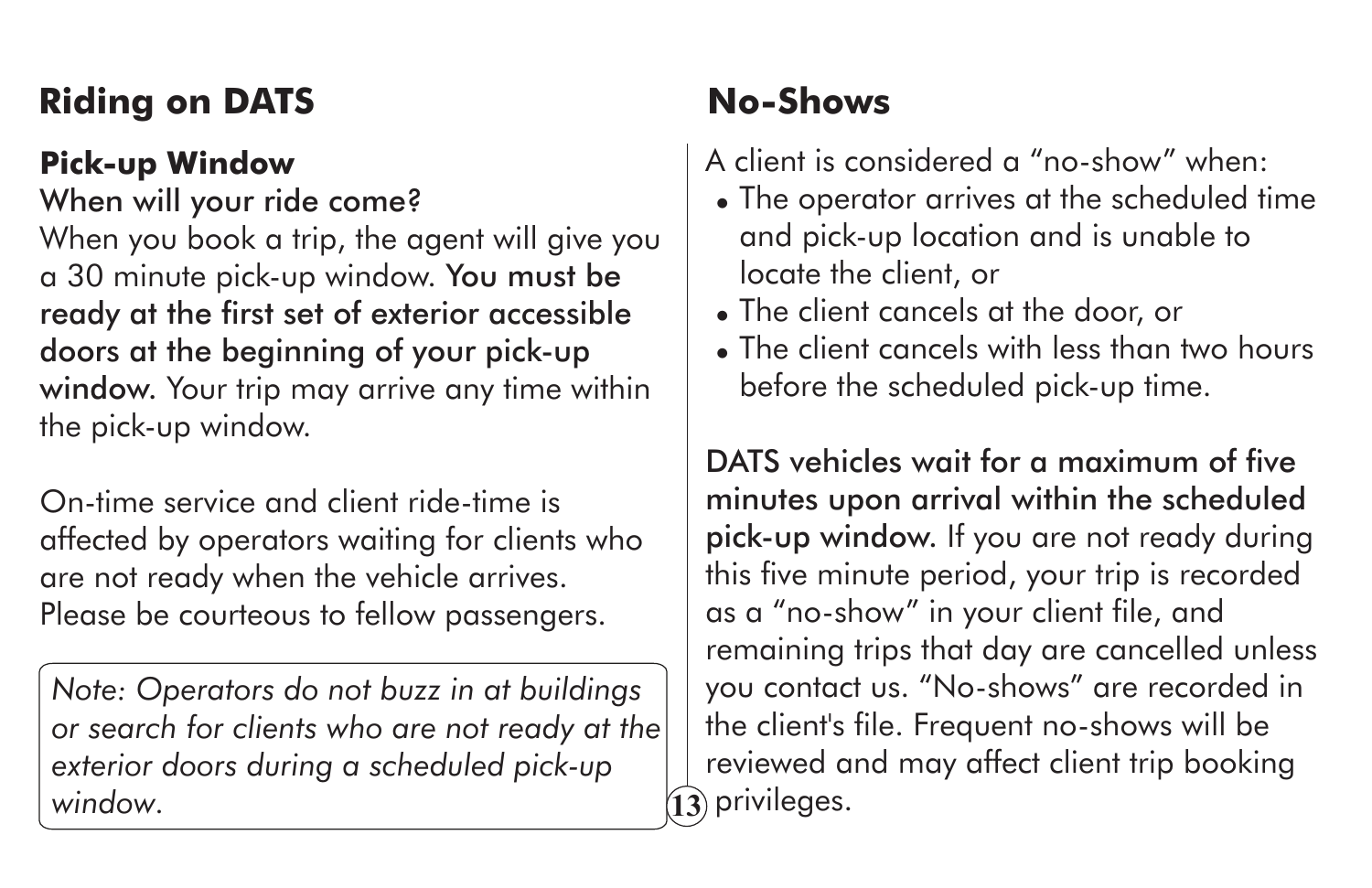## Riding on DATS

### Pick-up Window

When will your ride come?

When you book a trip, the agent will give you a 30 minute pick-up window. **You must be ready at the first set of exterior accessible doors at the beginning of your pick-up window.** Your trip may arrive any time within the pick-up window.

On-time service and client ride-time is affected by operators waiting for clients who are not ready when the vehicle arrives. Please be courteous to fellow passengers.

*Note: Operators do not buzz in at buildings or search for clients who are not ready at the exterior doors during a scheduled pick-up window.*

## No-Shows

A client is considered a "no-show" when:

- The operator arrives at the scheduled time and pick-up location and is unable to locate the client, or
- The client cancels at the door, or
- The client cancels with less than two hours before the scheduled pick-up time.

**DATS vehicles wait for a maximum of five minutes upon arrival within the scheduled pick-up window.** If you are not ready during this five minute period, your trip is recorded as a "no-show" in your client file, and remaining trips that day are cancelled unless you contact us. "No-shows" are recorded in the client's file. Frequent no-shows will be reviewed and may affect client trip booking privileges.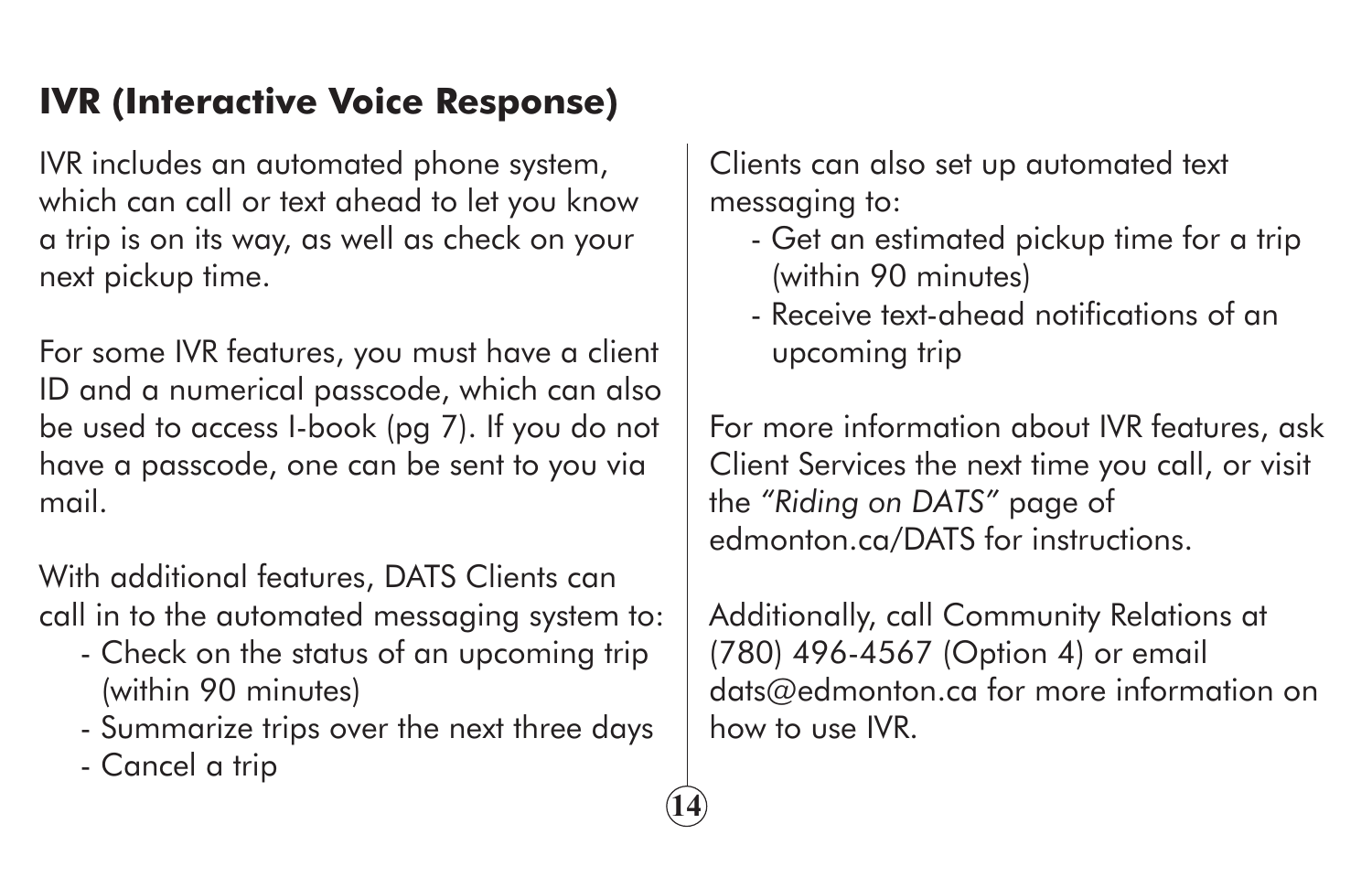## IVR (Interactive Voice Response)

IVR includes an automated phone system, which can call or text ahead to let you know a trip is on its way, as well as check on your next pickup time.

For some IVR features, you must have a client ID and a numerical passcode, which can also be used to access I-book (pg 7). If you do not have a passcode, one can be sent to you via mail.

With additional features, DATS Clients can call in to the automated messaging system to:

- Check on the status of an upcoming trip (within 90 minutes)
- Summarize trips over the next three days
- Cancel a trip

Clients can also set up automated text messaging to:

- Get an estimated pickup time for a trip (within 90 minutes)
- Receive text-ahead notifications of an upcoming trip

For more information about IVR features, ask Client Services the next time you call, or visit the *"Riding on DATS"* page of edmonton.ca/DATS for instructions.

Additionally, call Community Relations at (780) 496-4567 (Option 4) or email dats@edmonton.ca for more information on how to use IVR.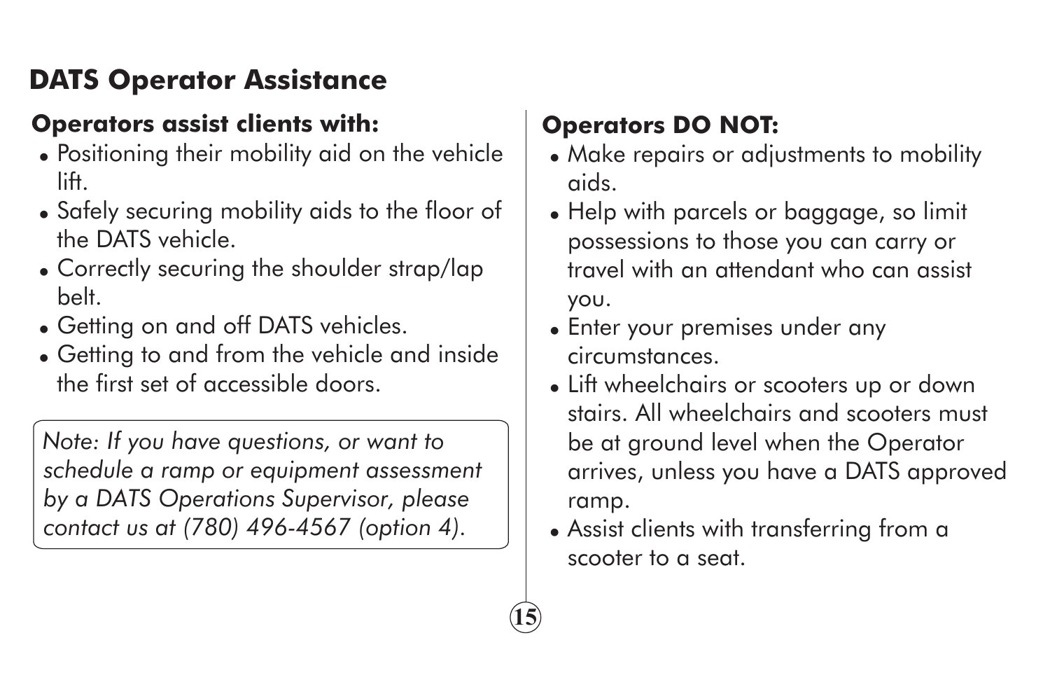## DATS Operator Assistance

### Operators assist clients with:

- Positioning their mobility aid on the vehicle lift.
- Safely securing mobility aids to the floor of the DATS vehicle.
- Correctly securing the shoulder strap/lap belt.
- Getting on and off DATS vehicles.
- Getting to and from the vehicle and inside the first set of accessible doors.

*Note: If you have questions, or want to schedule a ramp or equipment assessment by a DATS Operations Supervisor, please contact us at (780) 496-4567 (option 4).*

### Operators DO NOT:

- Make repairs or adjustments to mobility aids.
- Help with parcels or baggage, so limit possessions to those you can carry or travel with an attendant who can assist you.
- Enter your premises under any circumstances.
- Lift wheelchairs or scooters up or down stairs. All wheelchairs and scooters must be at ground level when the Operator arrives, unless you have a DATS approved ramp.
- Assist clients with transferring from a scooter to a seat.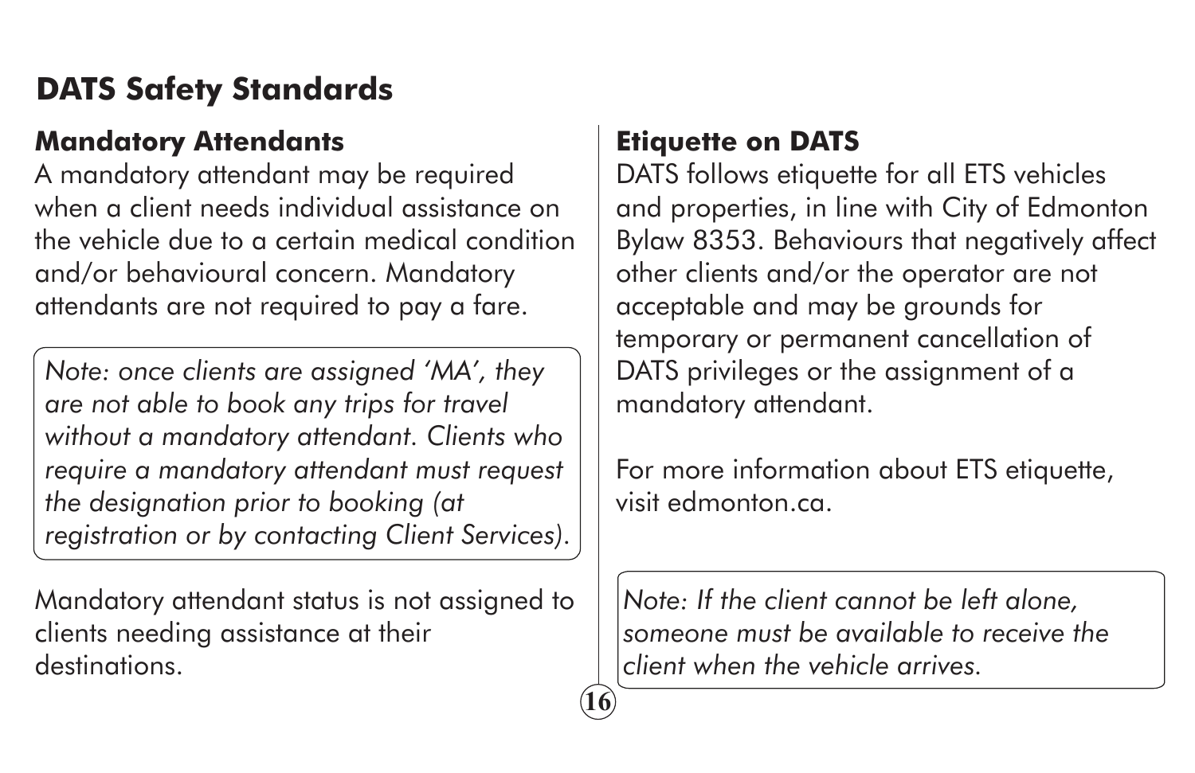# DATS Safety Standards

## Mandatory Attendants

A mandatory attendant may be required when a client needs individual assistance on the vehicle due to a certain medical condition and/or behavioural concern. Mandatory attendants are not required to pay a fare.

*Note: once clients are assigned 'MA', they are not able to book any trips for travel without a mandatory attendant. Clients who require a mandatory attendant must request the designation prior to booking (at registration or by contacting Client Services).*

Mandatory attendant status is not assigned to clients needing assistance at their destinations.

## Etiquette on DATS

DATS follows etiquette for all ETS vehicles and properties, in line with City of Edmonton Bylaw 8353. Behaviours that negatively affect other clients and/or the operator are not acceptable and may be grounds for temporary or permanent cancellation of DATS privileges or the assignment of a mandatory attendant.

For more information about ETS etiquette, visit edmonton.ca.

*Note: If the client cannot be left alone, someone must be available to receive the client when the vehicle arrives.*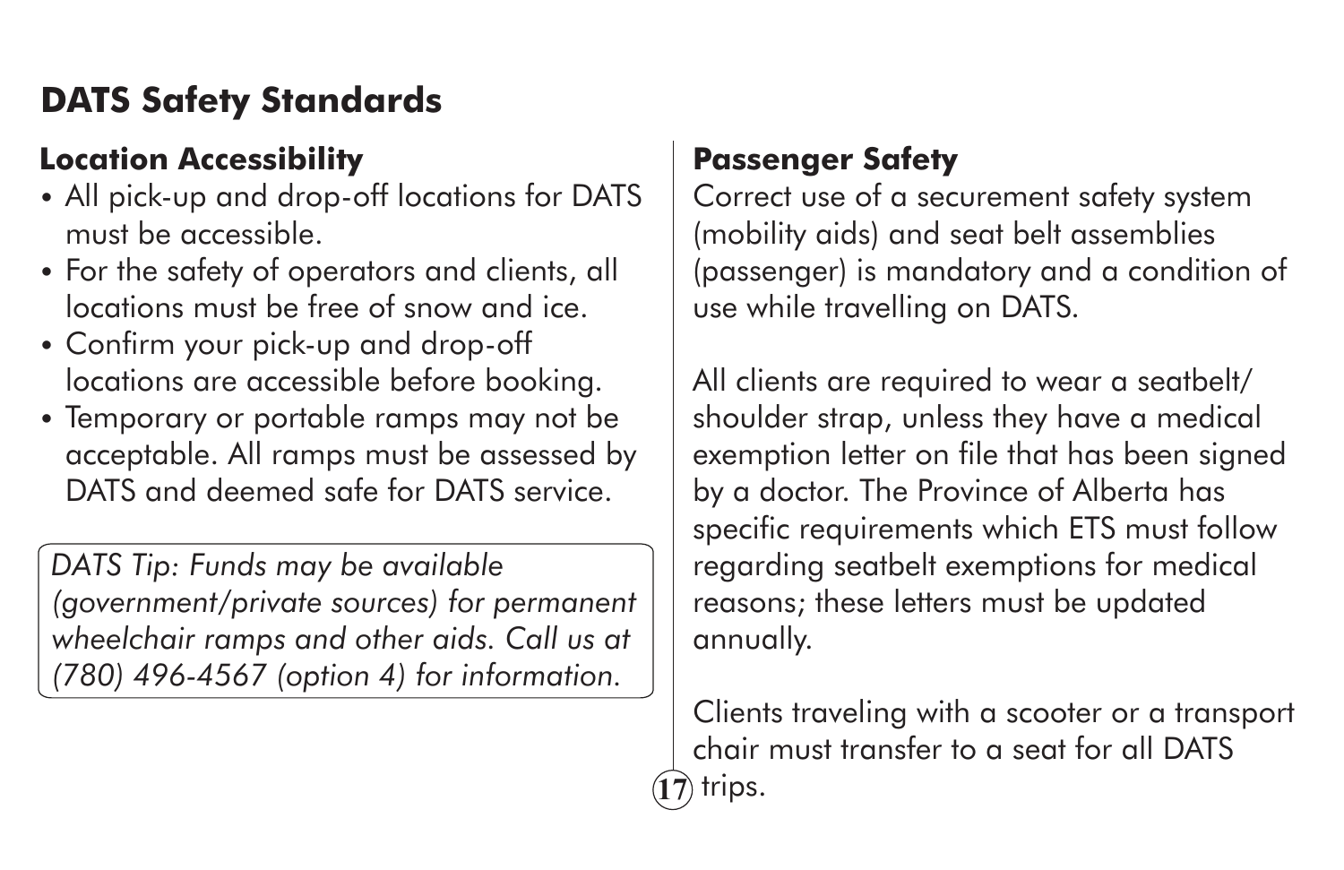## DATS Safety Standards

### Location Accessibility

- All pick-up and drop-off locations for DATS must be accessible.
- For the safety of operators and clients, all locations must be free of snow and ice.
- Confirm your pick-up and drop-off locations are accessible before booking.
- Temporary or portable ramps may not be acceptable. All ramps must be assessed by DATS and deemed safe for DATS service.

*DATS Tip: Funds may be available (government/private sources) for permanent wheelchair ramps and other aids. Call us at (780) 496-4567 (option 4) for information.*

### Passenger Safety

Correct use of a securement safety system (mobility aids) and seat belt assemblies (passenger) is mandatory and a condition of use while travelling on DATS.

All clients are required to wear a seatbelt/ shoulder strap, unless they have a medical exemption letter on file that has been signed by a doctor. The Province of Alberta has specific requirements which ETS must follow regarding seatbelt exemptions for medical reasons; these letters must be updated annually.

Clients traveling with a scooter or a transport chair must transfer to a seat for all DATS trips.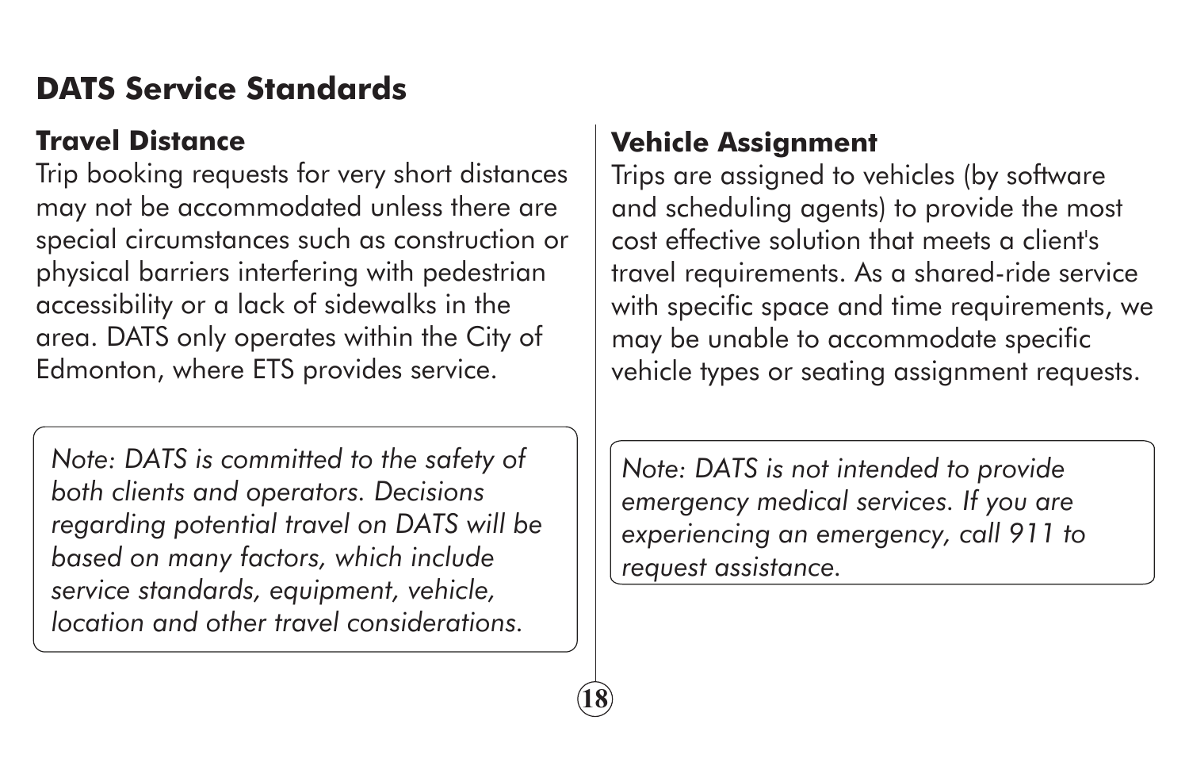## DATS Service Standards

### Travel Distance

Trip booking requests for very short distances may not be accommodated unless there are special circumstances such as construction or physical barriers interfering with pedestrian accessibility or a lack of sidewalks in the area. DATS only operates within the City of Edmonton, where ETS provides service.

> *Note: DATS is committed to the safety of both clients and operators. Decisions regarding potential travel on DATS will be based on many factors, which include service standards, equipment, vehicle, location and other travel considerations.*

### Vehicle Assignment

Trips are assigned to vehicles (by software and scheduling agents) to provide the most cost effective solution that meets a client's travel requirements. As a shared-ride service with specific space and time requirements, we may be unable to accommodate specific vehicle types or seating assignment requests.

> *Note: DATS is not intended to provide emergency medical services. If you are experiencing an emergency, call 911 to request assistance.*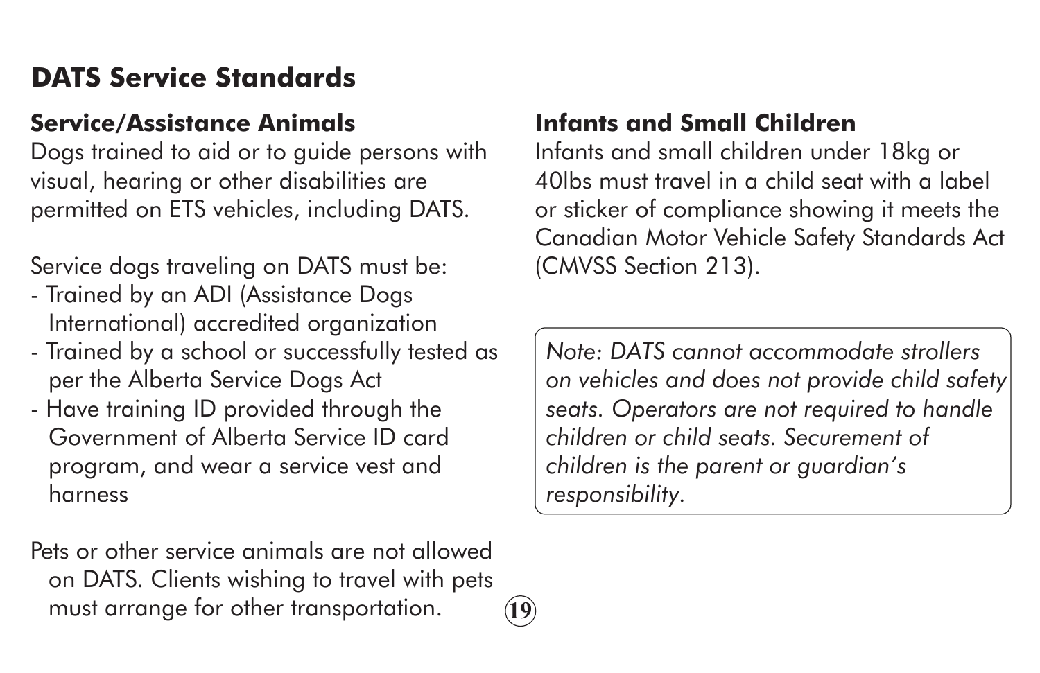## DATS Service Standards

### Service/Assistance Animals

Dogs trained to aid or to guide persons with visual, hearing or other disabilities are permitted on ETS vehicles, including DATS.

Service dogs traveling on DATS must be:

- Trained by an ADI (Assistance Dogs International) accredited organization
- Trained by a school or successfully tested as per the Alberta Service Dogs Act
- Have training ID provided through the Government of Alberta Service ID card program, and wear a service vest and harness

Pets or other service animals are not allowed on DATS. Clients wishing to travel with pets must arrange for other transportation.

### Infants and Small Children

Infants and small children under 18kg or 40lbs must travel in a child seat with a label or sticker of compliance showing it meets the Canadian Motor Vehicle Safety Standards Act (CMVSS Section 213).

*Note: DATS cannot accommodate strollers on vehicles and does not provide child safety seats. Operators are not required to handle children or child seats. Securement of children is the parent or guardian's responsibility.*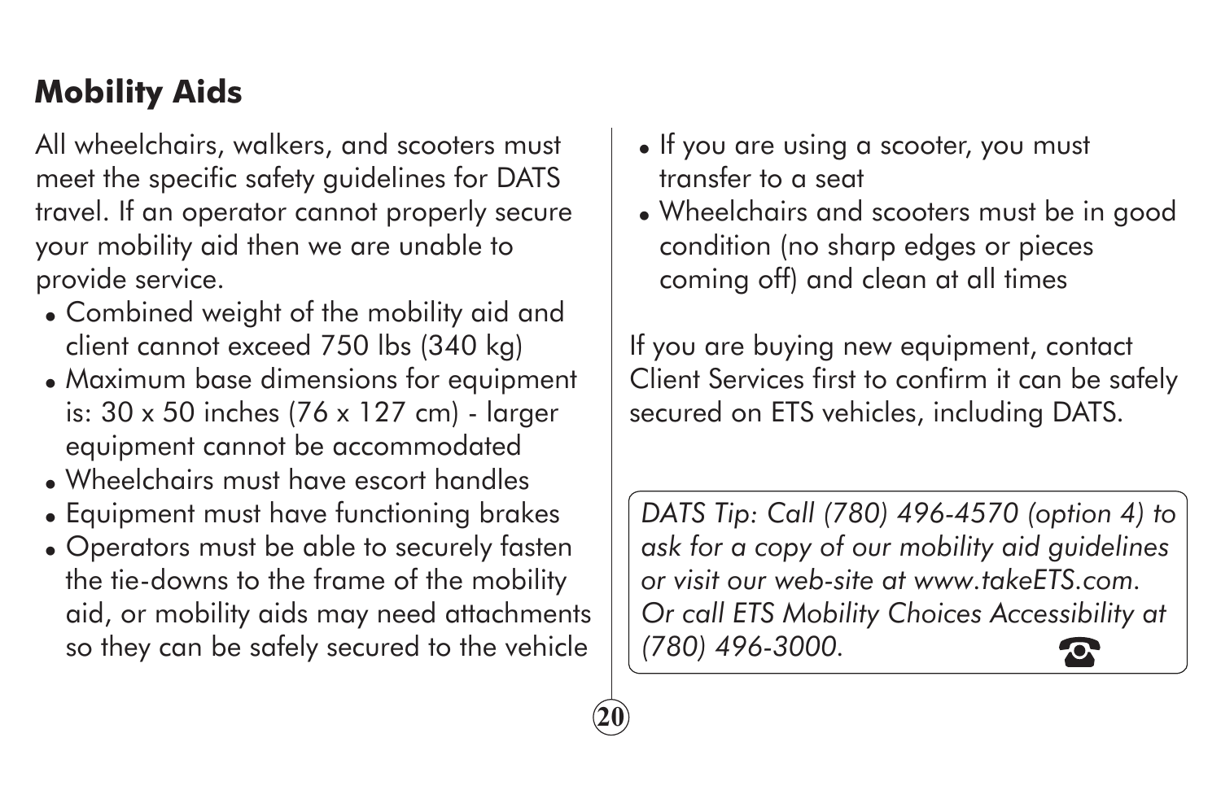## Mobility Aids

All wheelchairs, walkers, and scooters must meet the specific safety guidelines for DATS travel. If an operator cannot properly secure your mobility aid then we are unable to provide service.

- Combined weight of the mobility aid and client cannot exceed 750 lbs (340 kg)
- Maximum base dimensions for equipment is: 30 x 50 inches (76 x 127 cm) - larger equipment cannot be accommodated
- Wheelchairs must have escort handles
- Equipment must have functioning brakes
- Operators must be able to securely fasten the tie-downs to the frame of the mobility aid, or mobility aids may need attachments so they can be safely secured to the vehicle
- If you are using a scooter, you must transfer to a seat
- Wheelchairs and scooters must be in good condition (no sharp edges or pieces coming off) and clean at all times

If you are buying new equipment, contact Client Services first to confirm it can be safely secured on ETS vehicles, including DATS.

*DATS Tip: Call (780) 496-4570 (option 4) to ask for a copy of our mobility aid guidelines or visit our web-site at www.takeETS.com. Or call ETS Mobility Choices Accessibility at (780) 496-3000.*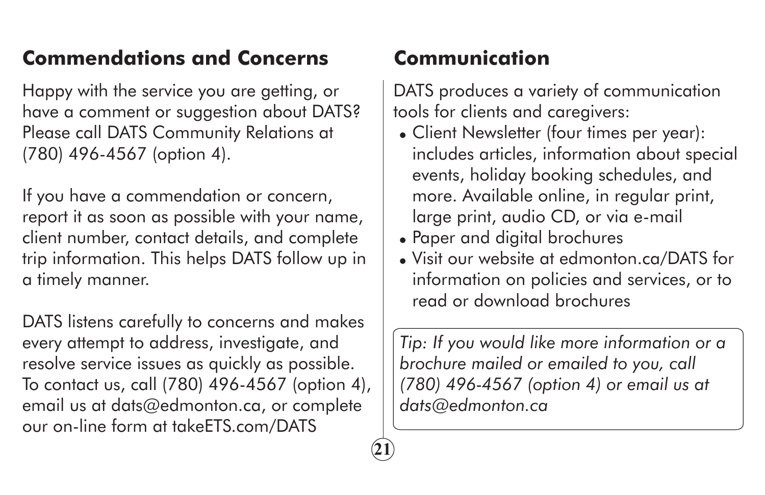## Commendations and Concerns

Happy with the service you are getting, or have a comment or suggestion about DATS? Please call DATS Community Relations at (780) 496-4567 (option 4).

If you have a commendation or concern, report it as soon as possible with your name, client number, contact details, and complete trip information. This helps DATS follow up in a timely manner.

DATS listens carefully to concerns and makes every attempt to address, investigate, and resolve service issues as quickly as possible. To contact us, call (780) 496-4567 (option 4), email us at dats@edmonton.ca, or complete our on-line form at takeETS.com/DATS

## Communication

DATS produces a variety of communication tools for clients and caregivers:

- Client Newsletter (four times per year): includes articles, information about special events, holiday booking schedules, and more. Available online, in regular print, large print, audio CD, or via e-mail
- Paper and digital brochures
- Visit our website at edmonton.ca/DATS for information on policies and services, or to read or download brochures

*Tip: If you would like more information or a brochure mailed or emailed to you, call (780) 496-4567 (option 4) or email us at dats@edmonton.ca*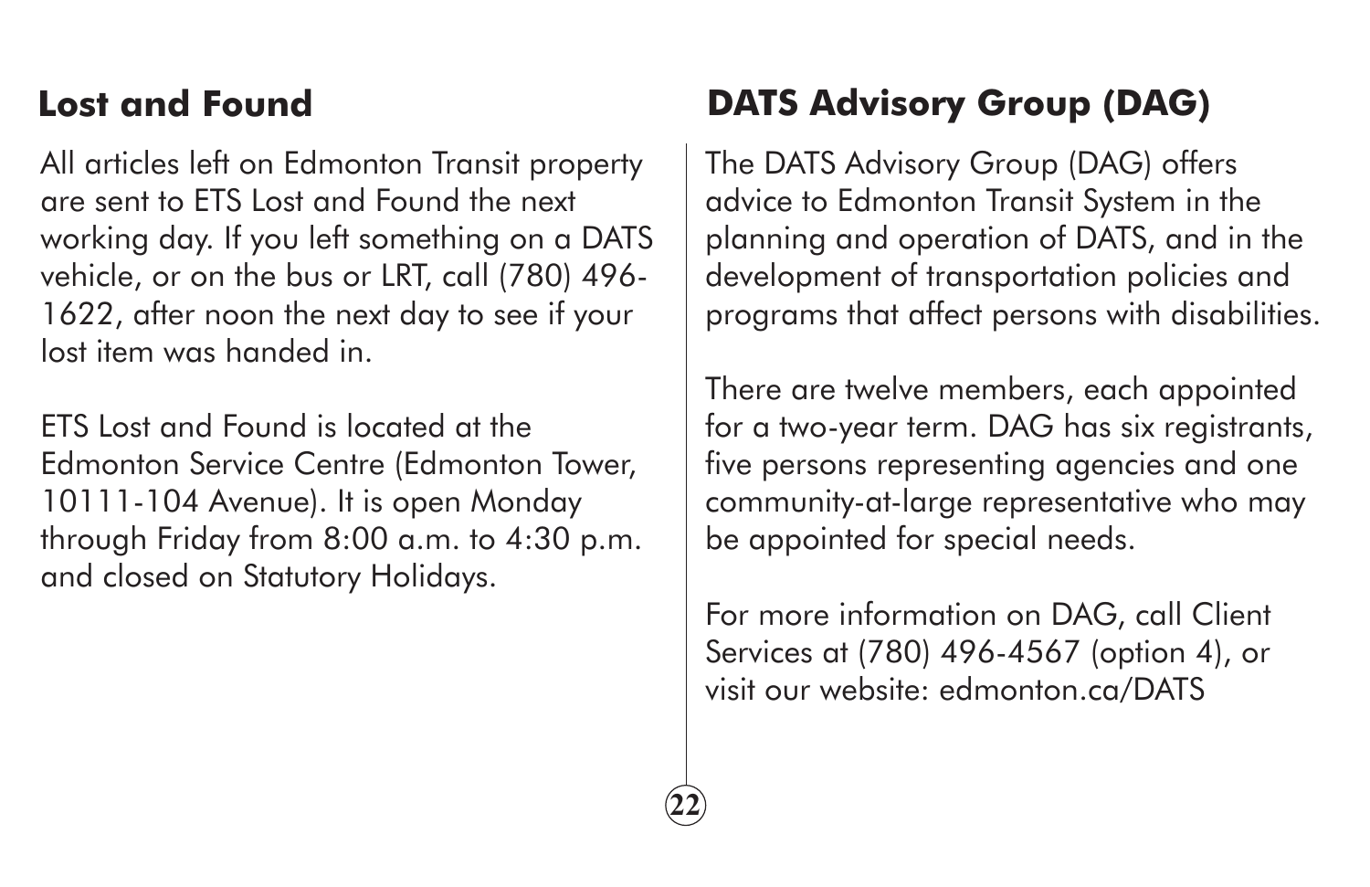## Lost and Found

All articles left on Edmonton Transit property are sent to ETS Lost and Found the next working day. If you left something on a DATS vehicle, or on the bus or LRT, call (780) 496-1622, after noon the next day to see if your lost item was handed in.

ETS Lost and Found is located at the Edmonton Service Centre (Edmonton Tower, 10111-104 Avenue). It is open Monday through Friday from 8:00 a.m. to 4:30 p.m. and closed on Statutory Holidays.

## DATS Advisory Group (DAG)

The DATS Advisory Group (DAG) offers advice to Edmonton Transit System in the planning and operation of DATS, and in the development of transportation policies and programs that affect persons with disabilities.

There are twelve members, each appointed for a two-year term. DAG has six registrants, five persons representing agencies and one community-at-large representative who may be appointed for special needs.

For more information on DAG, call Client Services at (780) 496-4567 (option 4), or visit our website: edmonton.ca/DATS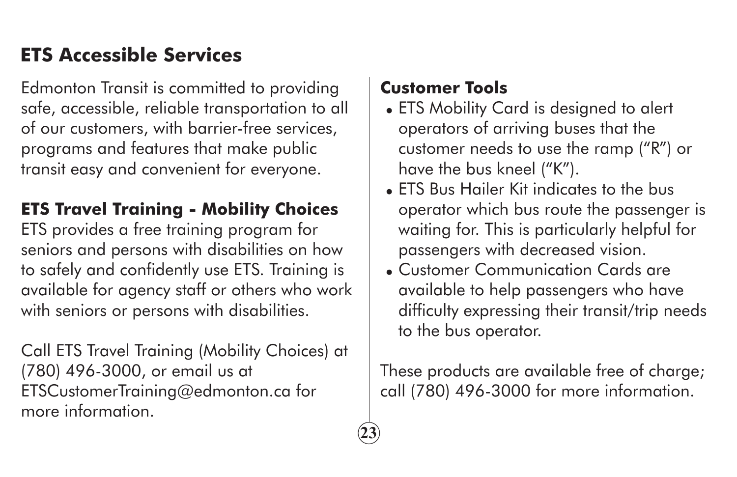## ETS Accessible Services

Edmonton Transit is committed to providing safe, accessible, reliable transportation to all of our customers, with barrier-free services, programs and features that make public transit easy and convenient for everyone.

### ETS Travel Training - Mobility Choices

ETS provides a free training program for seniors and persons with disabilities on how to safely and confidently use ETS. Training is available for agency staff or others who work with seniors or persons with disabilities.

Call ETS Travel Training (Mobility Choices) at (780) 496-3000, or email us at ETSCustomerTraining@edmonton.ca for more information.

### Customer Tools

- ETS Mobility Card is designed to alert operators of arriving buses that the customer needs to use the ramp ("R") or have the bus kneel ("K").
- ETS Bus Hailer Kit indicates to the bus operator which bus route the passenger is waiting for. This is particularly helpful for passengers with decreased vision.
- Customer Communication Cards are available to help passengers who have difficulty expressing their transit/trip needs to the bus operator.

These products are available free of charge; call (780) 496-3000 for more information.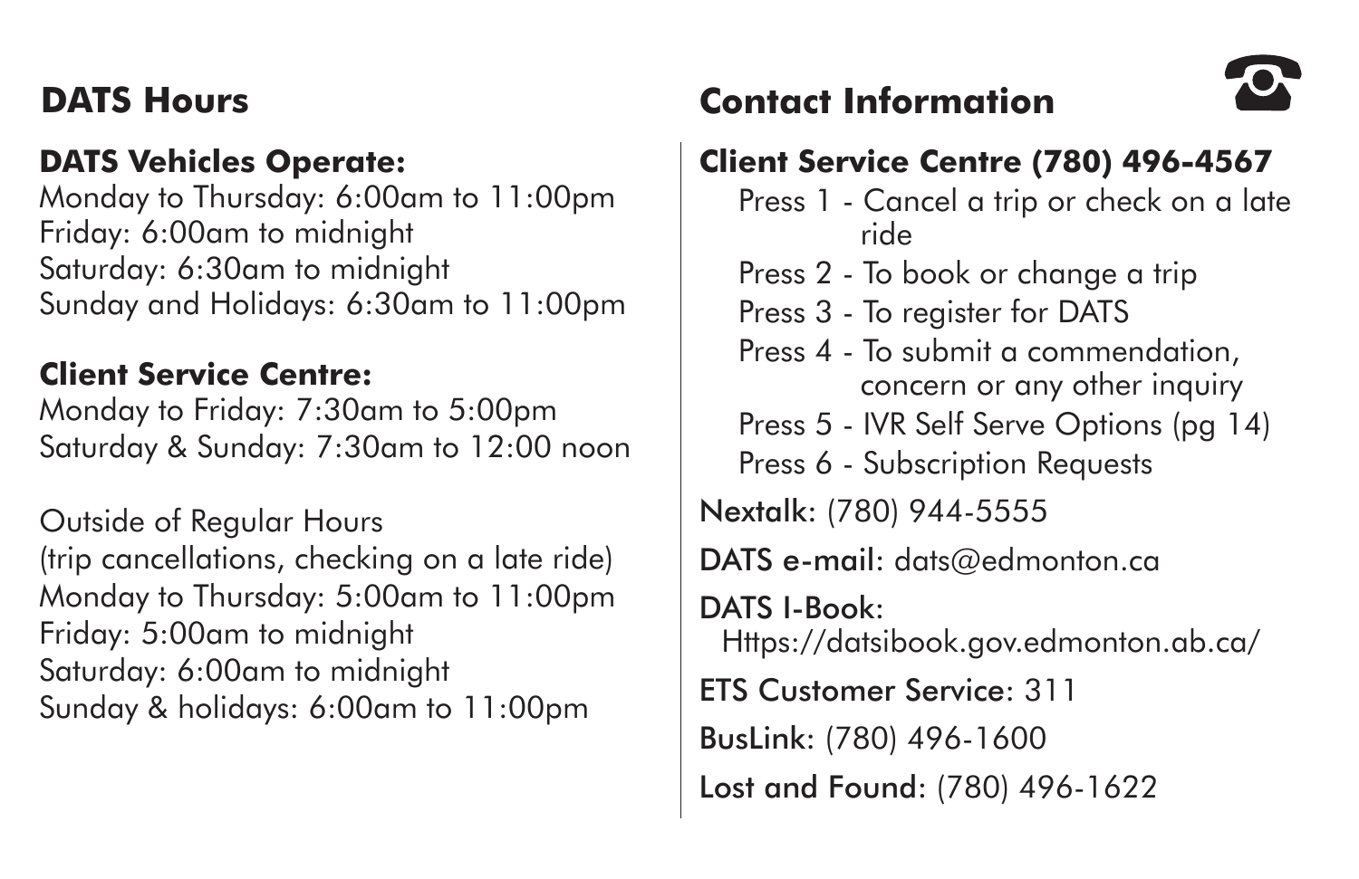## DATS Hours

**DATS Vehicles Operate:**
Monday to Thursday: 6:00am to 11:00pm
Friday: 6:00am to midnight
Saturday: 6:30am to midnight
Sunday and Holidays: 6:30am to 11:00pm

**Client Service Centre:**
Monday to Friday: 7:30am to 5:00pm
Saturday & Sunday: 7:30am to 12:00 noon

Outside of Regular Hours
(trip cancellations, checking on a late ride)
Monday to Thursday: 5:00am to 11:00pm
Friday: 5:00am to midnight
Saturday: 6:00am to midnight
Sunday & holidays: 6:00am to 11:00pm

## Contact Information

**Client Service Centre (780) 496-4567**

- Press 1 - Cancel a trip or check on a late ride
- Press 2 - To book or change a trip
- Press 3 - To register for DATS
- Press 4 - To submit a commendation, concern or any other inquiry
- Press 5 - IVR Self Serve Options (pg 14)
- Press 6 - Subscription Requests

Nextalk: (780) 944-5555

DATS e-mail: dats@edmonton.ca

DATS I-Book:
Https://datsibook.gov.edmonton.ab.ca/

ETS Customer Service: 311

BusLink: (780) 496-1600

Lost and Found: (780) 496-1622